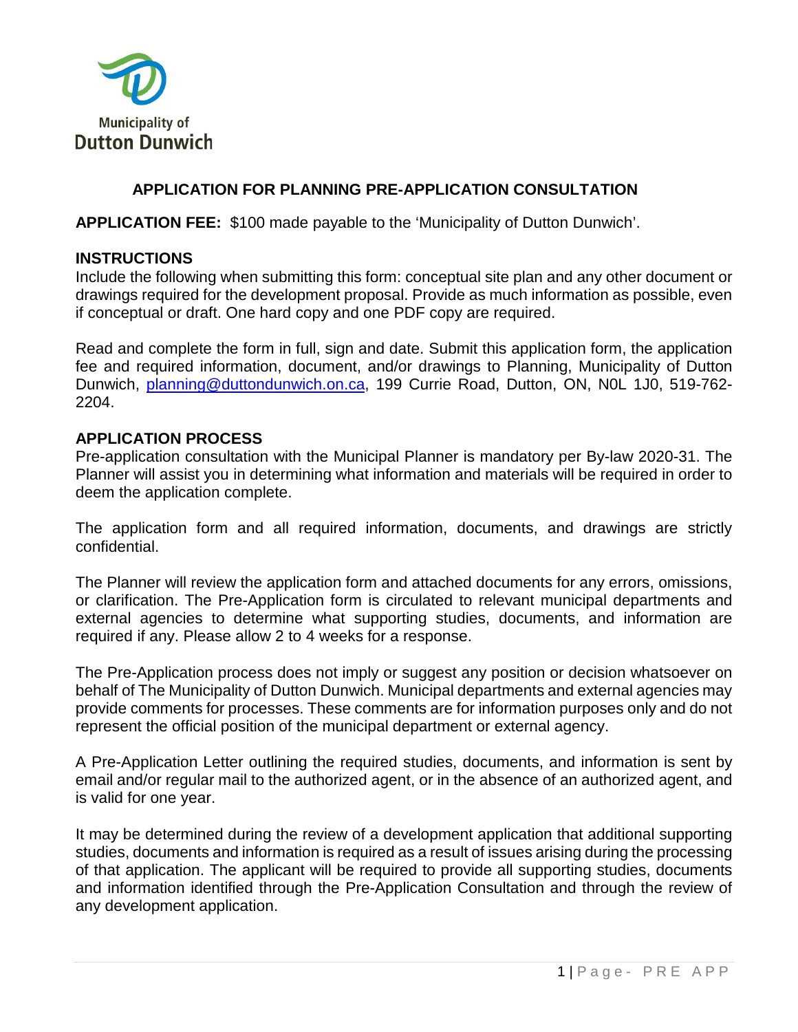Municipality of
Dutton Dunwich

# APPLICATION FOR PLANNING PRE-APPLICATION CONSULTATION

**APPLICATION FEE:** $100 made payable to the 'Municipality of Dutton Dunwich'.

## INSTRUCTIONS

Include the following when submitting this form: conceptual site plan and any other document or drawings required for the development proposal. Provide as much information as possible, even if conceptual or draft. One hard copy and one PDF copy are required.

Read and complete the form in full, sign and date. Submit this application form, the application fee and required information, document, and/or drawings to Planning, Municipality of Dutton Dunwich, planning@duttondunwich.on.ca, 199 Currie Road, Dutton, ON, N0L 1J0, 519-762-2204.

## APPLICATION PROCESS

Pre-application consultation with the Municipal Planner is mandatory per By-law 2020-31. The Planner will assist you in determining what information and materials will be required in order to deem the application complete.

The application form and all required information, documents, and drawings are strictly confidential.

The Planner will review the application form and attached documents for any errors, omissions, or clarification. The Pre-Application form is circulated to relevant municipal departments and external agencies to determine what supporting studies, documents, and information are required if any. Please allow 2 to 4 weeks for a response.

The Pre-Application process does not imply or suggest any position or decision whatsoever on behalf of The Municipality of Dutton Dunwich. Municipal departments and external agencies may provide comments for processes. These comments are for information purposes only and do not represent the official position of the municipal department or external agency.

A Pre-Application Letter outlining the required studies, documents, and information is sent by email and/or regular mail to the authorized agent, or in the absence of an authorized agent, and is valid for one year.

It may be determined during the review of a development application that additional supporting studies, documents and information is required as a result of issues arising during the processing of that application. The applicant will be required to provide all supporting studies, documents and information identified through the Pre-Application Consultation and through the review of any development application.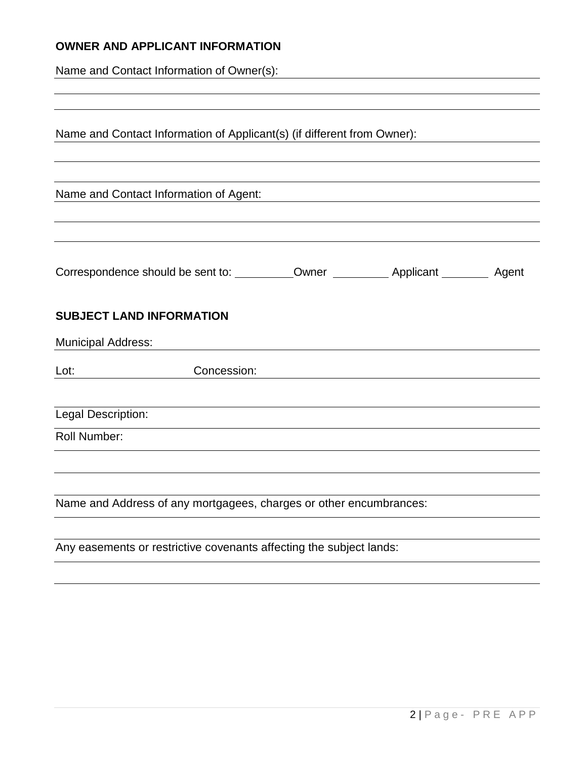**OWNER AND APPLICANT INFORMATION**

Name and Contact Information of Owner(s): ______________________________

______________________________

______________________________

Name and Contact Information of Applicant(s) (if different from Owner): ______________________________

______________________________

______________________________

Name and Contact Information of Agent: ______________________________

______________________________

______________________________

Correspondence should be sent to: _________ Owner _________ Applicant ________ Agent

**SUBJECT LAND INFORMATION**

Municipal Address: ______________________________

Lot: ______________ Concession: ______________________________

______________________________

Legal Description: ______________________________

Roll Number: ______________________________

______________________________

______________________________

Name and Address of any mortgagees, charges or other encumbrances:

______________________________

______________________________

Any easements or restrictive covenants affecting the subject lands:

______________________________

______________________________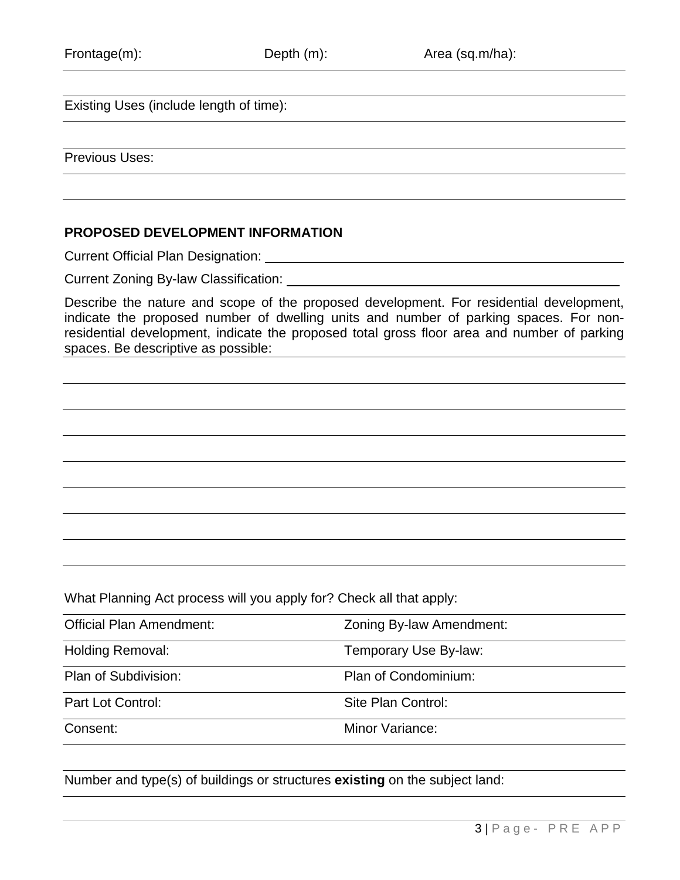Frontage(m): Depth (m): Area (sq.m/ha):

Existing Uses (include length of time):

Previous Uses:

## PROPOSED DEVELOPMENT INFORMATION

Current Official Plan Designation: \_\_\_\_\_\_\_\_\_\_\_\_\_\_\_\_\_\_\_\_\_\_\_\_\_\_\_\_\_\_\_\_\_\_\_\_\_\_\_\_

Current Zoning By-law Classification: \_\_\_\_\_\_\_\_\_\_\_\_\_\_\_\_\_\_\_\_\_\_\_\_\_\_\_\_\_\_\_\_\_\_\_\_\_\_\_\_

Describe the nature and scope of the proposed development. For residential development, indicate the proposed number of dwelling units and number of parking spaces. For non-residential development, indicate the proposed total gross floor area and number of parking spaces. Be descriptive as possible:

What Planning Act process will you apply for? Check all that apply:

| | |
|---|---|
| Official Plan Amendment: | Zoning By-law Amendment: |
| Holding Removal: | Temporary Use By-law: |
| Plan of Subdivision: | Plan of Condominium: |
| Part Lot Control: | Site Plan Control: |
| Consent: | Minor Variance: |

Number and type(s) of buildings or structures **existing** on the subject land: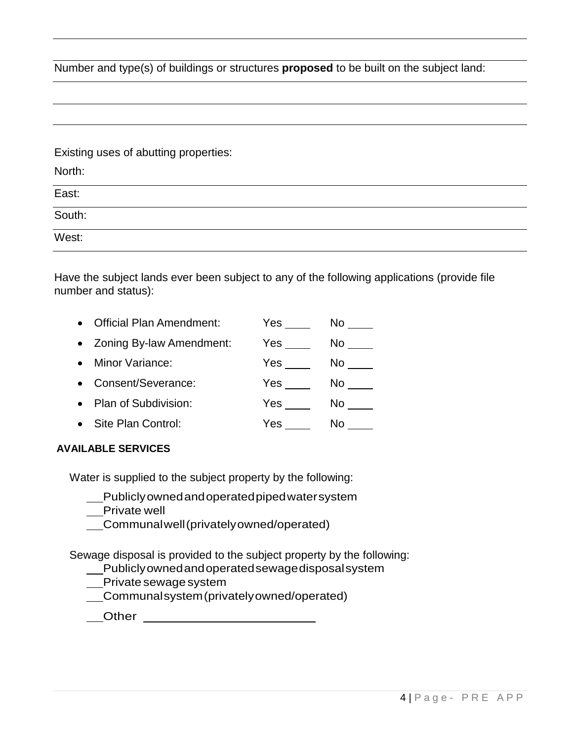Number and type(s) of buildings or structures **proposed** to be built on the subject land:

Existing uses of abutting properties:

North:

East:

South:

West:

Have the subject lands ever been subject to any of the following applications (provide file number and status):

- Official Plan Amendment: Yes ____ No ____
- Zoning By-law Amendment: Yes ____ No ____
- Minor Variance: Yes ____ No ____
- Consent/Severance: Yes ____ No ____
- Plan of Subdivision: Yes ____ No ____
- Site Plan Control: Yes ____ No ____

**AVAILABLE SERVICES**

Water is supplied to the subject property by the following:

__ Publicly owned and operated piped water system
__ Private well
__ Communal well (privately owned/operated)

Sewage disposal is provided to the subject property by the following:

__ Publicly owned and operated sewage disposal system
__ Private sewage system
__ Communal system (privately owned/operated)
__ Other ____________________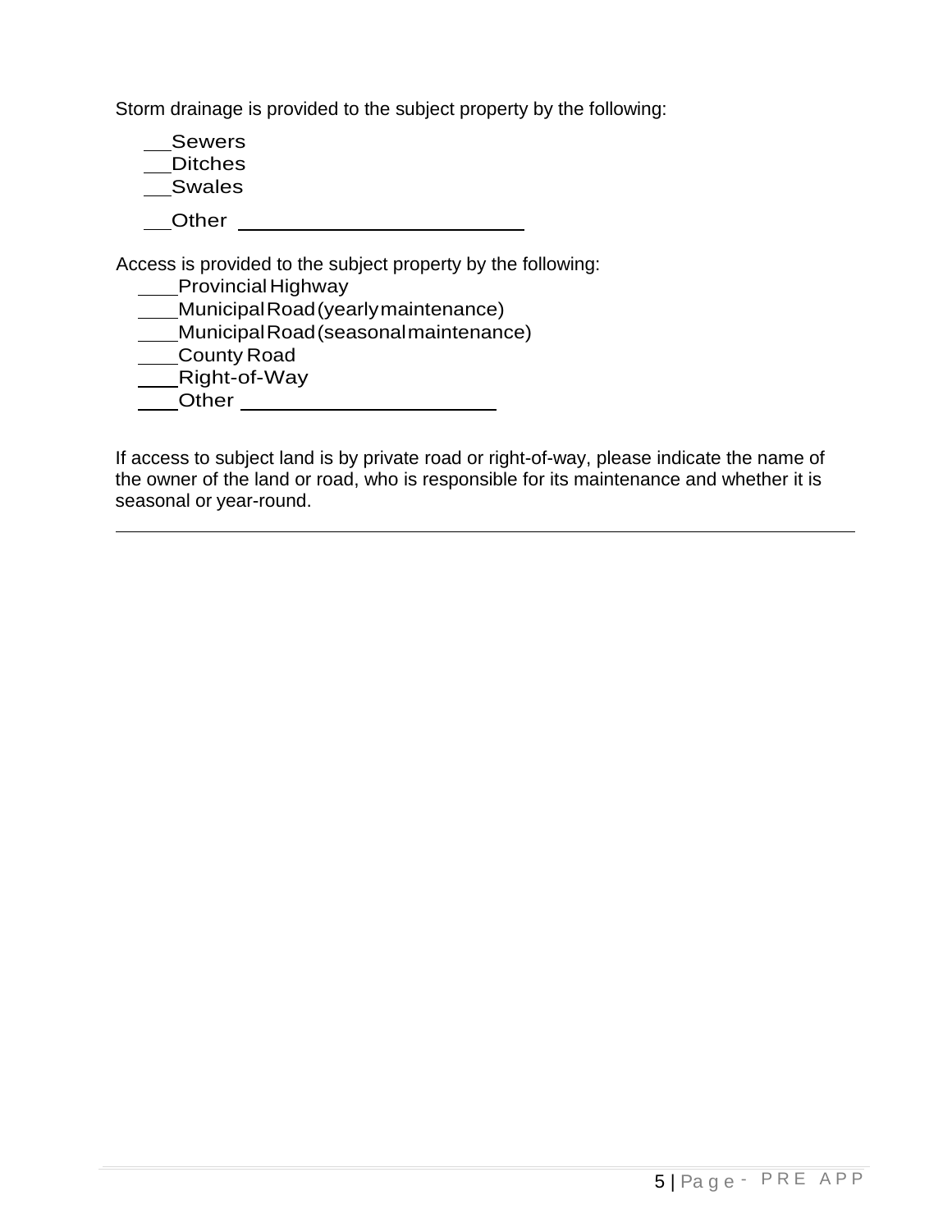Storm drainage is provided to the subject property by the following:

__Sewers
__Ditches
__Swales
__Other ________________________

Access is provided to the subject property by the following:

____Provincial Highway
____Municipal Road (yearly maintenance)
____Municipal Road (seasonal maintenance)
____County Road
____Right-of-Way
____Other ______________________

If access to subject land is by private road or right-of-way, please indicate the name of the owner of the land or road, who is responsible for its maintenance and whether it is seasonal or year-round.

_____________________________________________________________________________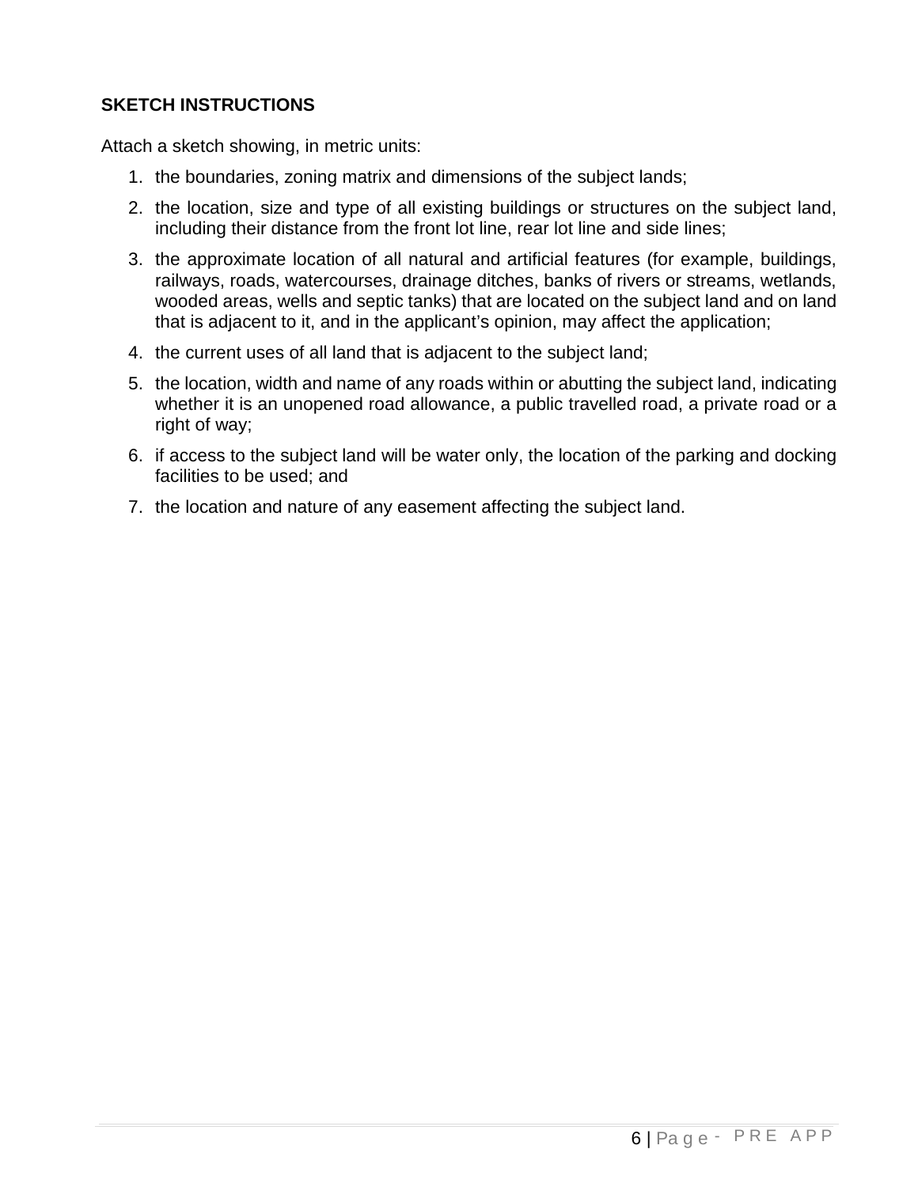**SKETCH INSTRUCTIONS**

Attach a sketch showing, in metric units:

1. the boundaries, zoning matrix and dimensions of the subject lands;
2. the location, size and type of all existing buildings or structures on the subject land, including their distance from the front lot line, rear lot line and side lines;
3. the approximate location of all natural and artificial features (for example, buildings, railways, roads, watercourses, drainage ditches, banks of rivers or streams, wetlands, wooded areas, wells and septic tanks) that are located on the subject land and on land that is adjacent to it, and in the applicant's opinion, may affect the application;
4. the current uses of all land that is adjacent to the subject land;
5. the location, width and name of any roads within or abutting the subject land, indicating whether it is an unopened road allowance, a public travelled road, a private road or a right of way;
6. if access to the subject land will be water only, the location of the parking and docking facilities to be used; and
7. the location and nature of any easement affecting the subject land.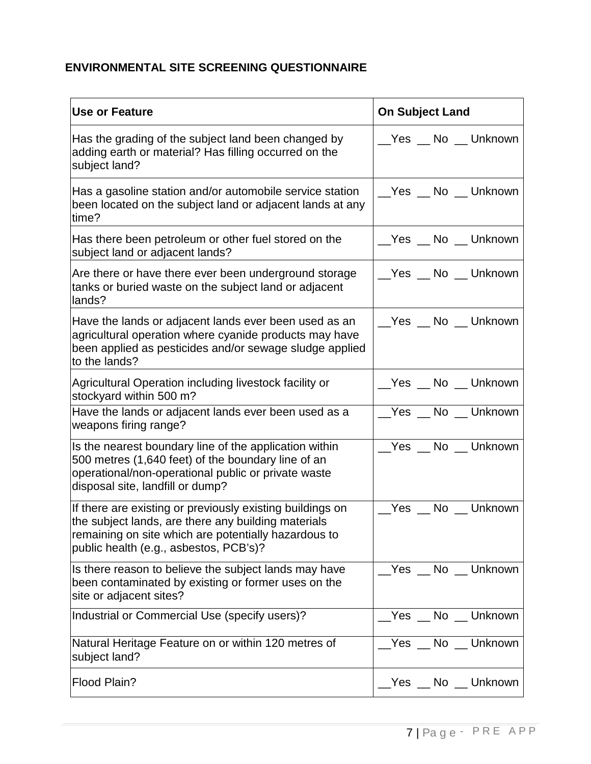**ENVIRONMENTAL SITE SCREENING QUESTIONNAIRE**

| Use or Feature | On Subject Land |
|---|---|
| Has the grading of the subject land been changed by adding earth or material? Has filling occurred on the subject land? | __Yes __ No __ Unknown |
| Has a gasoline station and/or automobile service station been located on the subject land or adjacent lands at any time? | __Yes __ No __ Unknown |
| Has there been petroleum or other fuel stored on the subject land or adjacent lands? | __Yes __ No __ Unknown |
| Are there or have there ever been underground storage tanks or buried waste on the subject land or adjacent lands? | __Yes __ No __ Unknown |
| Have the lands or adjacent lands ever been used as an agricultural operation where cyanide products may have been applied as pesticides and/or sewage sludge applied to the lands? | __Yes __ No __ Unknown |
| Agricultural Operation including livestock facility or stockyard within 500 m? | __Yes __ No __ Unknown |
| Have the lands or adjacent lands ever been used as a weapons firing range? | __Yes __ No __ Unknown |
| Is the nearest boundary line of the application within 500 metres (1,640 feet) of the boundary line of an operational/non-operational public or private waste disposal site, landfill or dump? | __Yes __ No __ Unknown |
| If there are existing or previously existing buildings on the subject lands, are there any building materials remaining on site which are potentially hazardous to public health (e.g., asbestos, PCB's)? | __Yes __ No __ Unknown |
| Is there reason to believe the subject lands may have been contaminated by existing or former uses on the site or adjacent sites? | __Yes __ No __ Unknown |
| Industrial or Commercial Use (specify users)? | __Yes __ No __ Unknown |
| Natural Heritage Feature on or within 120 metres of subject land? | __Yes __ No __ Unknown |
| Flood Plain? | __Yes __ No __ Unknown |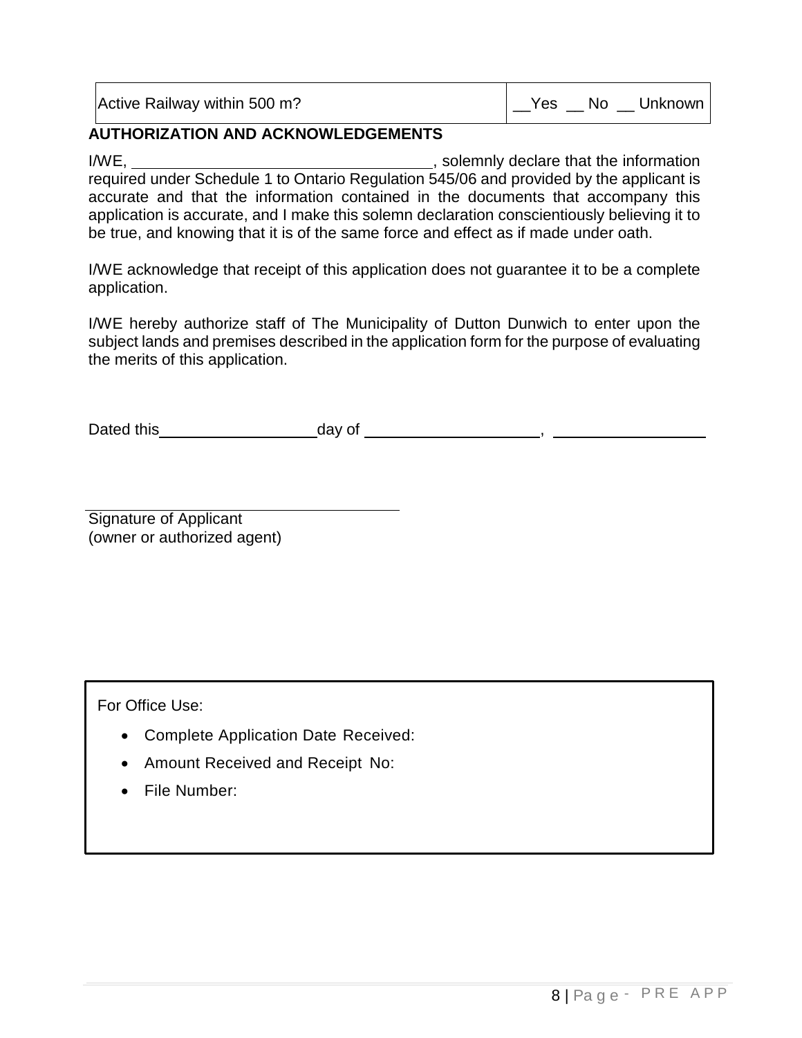| | |
|---|---|
| Active Railway within 500 m? | __Yes __ No __ Unknown |

**AUTHORIZATION AND ACKNOWLEDGEMENTS**

I/WE, ____________________________________, solemnly declare that the information required under Schedule 1 to Ontario Regulation 545/06 and provided by the applicant is accurate and that the information contained in the documents that accompany this application is accurate, and I make this solemn declaration conscientiously believing it to be true, and knowing that it is of the same force and effect as if made under oath.

I/WE acknowledge that receipt of this application does not guarantee it to be a complete application.

I/WE hereby authorize staff of The Municipality of Dutton Dunwich to enter upon the subject lands and premises described in the application form for the purpose of evaluating the merits of this application.

Dated this ____________________ day of ______________________, ____________________

________________________________________
Signature of Applicant
(owner or authorized agent)

For Office Use:

- Complete Application Date Received:
- Amount Received and Receipt No:
- File Number: